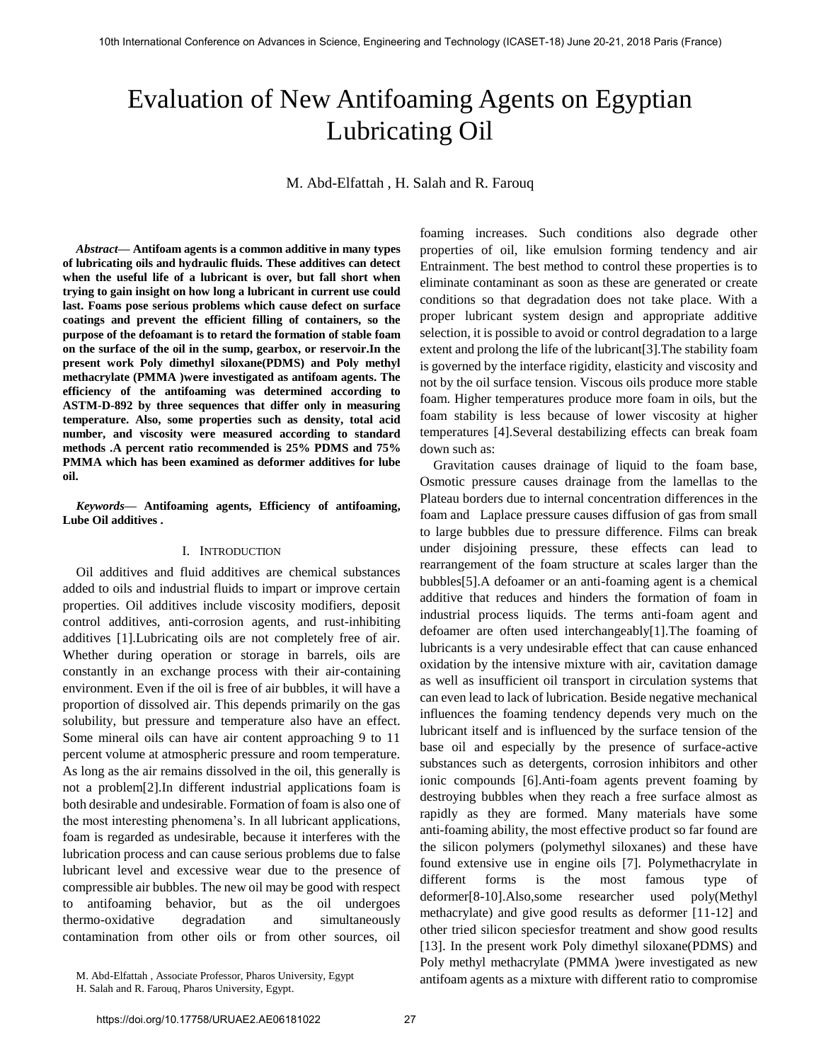# Evaluation of New Antifoaming Agents on Egyptian Lubricating Oil

M. Abd-Elfattah , H. Salah and R. Farouq

***Abstract*— Antifoam agents is a common additive in many types of lubricating oils and hydraulic fluids. These additives can detect when the useful life of a lubricant is over, but fall short when trying to gain insight on how long a lubricant in current use could last. Foams pose serious problems which cause defect on surface coatings and prevent the efficient filling of containers, so the purpose of the defoamant is to retard the formation of stable foam on the surface of the oil in the sump, gearbox, or reservoir.In the present work Poly dimethyl siloxane(PDMS) and Poly methyl methacrylate (PMMA )were investigated as antifoam agents. The efficiency of the antifoaming was determined according to ASTM-D-892 by three sequences that differ only in measuring temperature. Also, some properties such as density, total acid number, and viscosity were measured according to standard methods .A percent ratio recommended is 25% PDMS and 75% PMMA which has been examined as deformer additives for lube oil.**

***Keywords*— Antifoaming agents, Efficiency of antifoaming, Lube Oil additives .**

## I. Introduction

Oil additives and fluid additives are chemical substances added to oils and industrial fluids to impart or improve certain properties. Oil additives include viscosity modifiers, deposit control additives, anti-corrosion agents, and rust-inhibiting additives [1].Lubricating oils are not completely free of air. Whether during operation or storage in barrels, oils are constantly in an exchange process with their air-containing environment. Even if the oil is free of air bubbles, it will have a proportion of dissolved air. This depends primarily on the gas solubility, but pressure and temperature also have an effect. Some mineral oils can have air content approaching 9 to 11 percent volume at atmospheric pressure and room temperature. As long as the air remains dissolved in the oil, this generally is not a problem[2].In different industrial applications foam is both desirable and undesirable. Formation of foam is also one of the most interesting phenomena's. In all lubricant applications, foam is regarded as undesirable, because it interferes with the lubrication process and can cause serious problems due to false lubricant level and excessive wear due to the presence of compressible air bubbles. The new oil may be good with respect to antifoaming behavior, but as the oil undergoes thermo-oxidative degradation and simultaneously contamination from other oils or from other sources, oil foaming increases. Such conditions also degrade other properties of oil, like emulsion forming tendency and air Entrainment. The best method to control these properties is to eliminate contaminant as soon as these are generated or create conditions so that degradation does not take place. With a proper lubricant system design and appropriate additive selection, it is possible to avoid or control degradation to a large extent and prolong the life of the lubricant[3].The stability foam is governed by the interface rigidity, elasticity and viscosity and not by the oil surface tension. Viscous oils produce more stable foam. Higher temperatures produce more foam in oils, but the foam stability is less because of lower viscosity at higher temperatures [4].Several destabilizing effects can break foam down such as:

Gravitation causes drainage of liquid to the foam base, Osmotic pressure causes drainage from the lamellas to the Plateau borders due to internal concentration differences in the foam and Laplace pressure causes diffusion of gas from small to large bubbles due to pressure difference. Films can break under disjoining pressure, these effects can lead to rearrangement of the foam structure at scales larger than the bubbles[5].A defoamer or an anti-foaming agent is a chemical additive that reduces and hinders the formation of foam in industrial process liquids. The terms anti-foam agent and defoamer are often used interchangeably[1].The foaming of lubricants is a very undesirable effect that can cause enhanced oxidation by the intensive mixture with air, cavitation damage as well as insufficient oil transport in circulation systems that can even lead to lack of lubrication. Beside negative mechanical influences the foaming tendency depends very much on the lubricant itself and is influenced by the surface tension of the base oil and especially by the presence of surface-active substances such as detergents, corrosion inhibitors and other ionic compounds [6].Anti-foam agents prevent foaming by destroying bubbles when they reach a free surface almost as rapidly as they are formed. Many materials have some anti-foaming ability, the most effective product so far found are the silicon polymers (polymethyl siloxanes) and these have found extensive use in engine oils [7]. Polymethacrylate in different forms is the most famous type of deformer[8-10].Also,some researcher used poly(Methyl methacrylate) and give good results as deformer [11-12] and other tried silicon speciesfor treatment and show good results [13]. In the present work Poly dimethyl siloxane(PDMS) and Poly methyl methacrylate (PMMA )were investigated as new antifoam agents as a mixture with different ratio to compromise

M. Abd-Elfattah , Associate Professor, Pharos University, Egypt
H. Salah and R. Farouq, Pharos University, Egypt.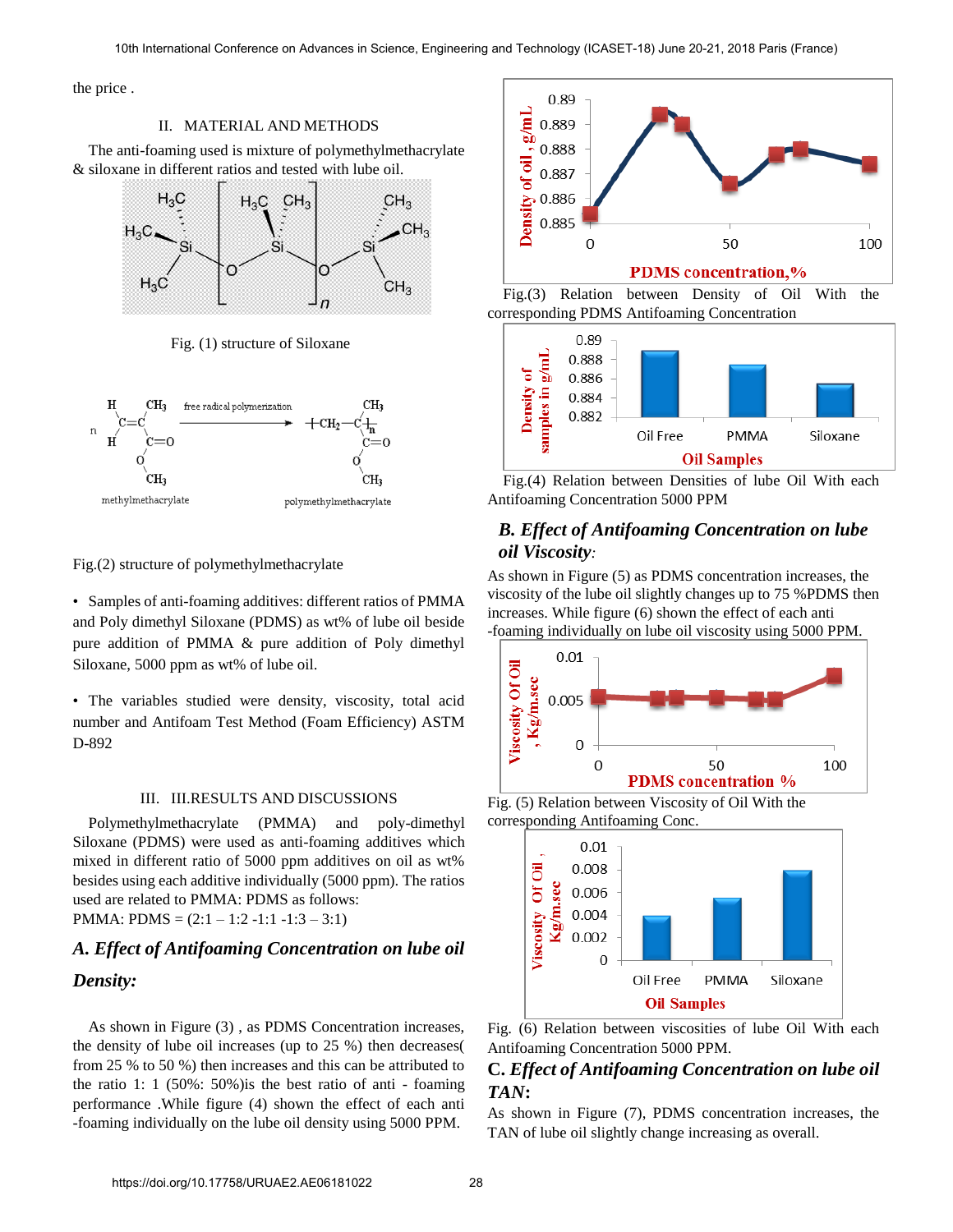the price .

## II. MATERIAL AND METHODS

The anti-foaming used is mixture of polymethylmethacrylate & siloxane in different ratios and tested with lube oil.

Fig. (1) structure of Siloxane

Fig.(2) structure of polymethylmethacrylate

- Samples of anti-foaming additives: different ratios of PMMA and Poly dimethyl Siloxane (PDMS) as wt% of lube oil beside pure addition of PMMA & pure addition of Poly dimethyl Siloxane, 5000 ppm as wt% of lube oil.

- The variables studied were density, viscosity, total acid number and Antifoam Test Method (Foam Efficiency) ASTM D-892

## III. III.RESULTS AND DISCUSSIONS

Polymethylmethacrylate (PMMA) and poly-dimethyl Siloxane (PDMS) were used as anti-foaming additives which mixed in different ratio of 5000 ppm additives on oil as wt% besides using each additive individually (5000 ppm). The ratios used are related to PMMA: PDMS as follows:
PMMA: PDMS = (2:1 – 1:2 -1:1 -1:3 – 3:1)

### *A. Effect of Antifoaming Concentration on lube oil Density:*

As shown in Figure (3) , as PDMS Concentration increases, the density of lube oil increases (up to 25 %) then decreases( from 25 % to 50 %) then increases and this can be attributed to the ratio 1: 1 (50%: 50%)is the best ratio of anti - foaming performance .While figure (4) shown the effect of each anti -foaming individually on the lube oil density using 5000 PPM.

Fig.(3) Relation between Density of Oil With the corresponding PDMS Antifoaming Concentration

Fig.(4) Relation between Densities of lube Oil With each Antifoaming Concentration 5000 PPM

### *B. Effect of Antifoaming Concentration on lube oil Viscosity:*

As shown in Figure (5) as PDMS concentration increases, the viscosity of the lube oil slightly changes up to 75 %PDMS then increases. While figure (6) shown the effect of each anti -foaming individually on lube oil viscosity using 5000 PPM.

Fig. (5) Relation between Viscosity of Oil With the corresponding Antifoaming Conc.

Fig. (6) Relation between viscosities of lube Oil With each Antifoaming Concentration 5000 PPM.

### C. *Effect of Antifoaming Concentration on lube oil TAN:*

As shown in Figure (7), PDMS concentration increases, the TAN of lube oil slightly change increasing as overall.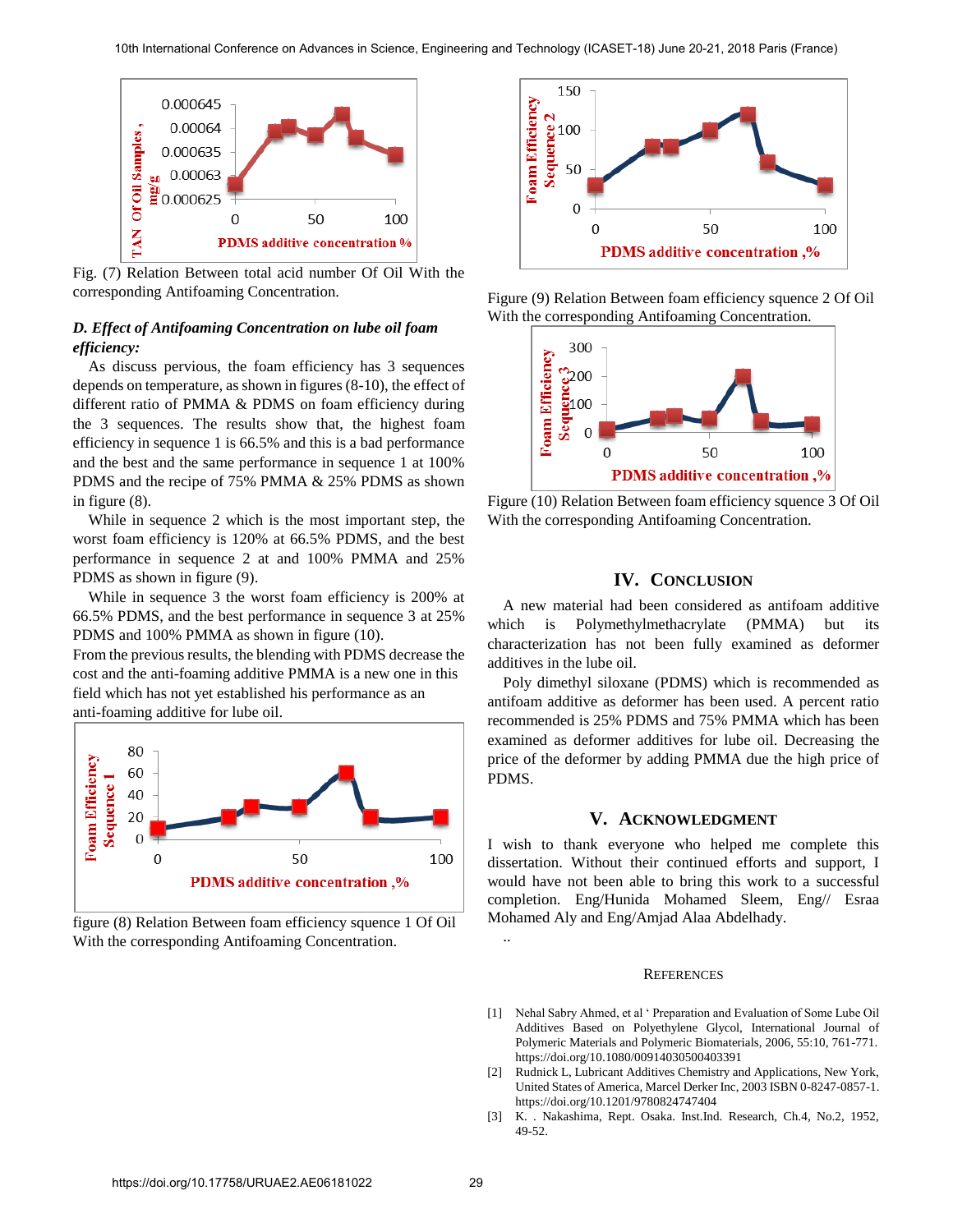Fig. (7) Relation Between total acid number Of Oil With the corresponding Antifoaming Concentration.

### *D. Effect of Antifoaming Concentration on lube oil foam efficiency:*

As discuss pervious, the foam efficiency has 3 sequences depends on temperature, as shown in figures (8-10), the effect of different ratio of PMMA & PDMS on foam efficiency during the 3 sequences. The results show that, the highest foam efficiency in sequence 1 is 66.5% and this is a bad performance and the best and the same performance in sequence 1 at 100% PDMS and the recipe of 75% PMMA & 25% PDMS as shown in figure (8).

While in sequence 2 which is the most important step, the worst foam efficiency is 120% at 66.5% PDMS, and the best performance in sequence 2 at and 100% PMMA and 25% PDMS as shown in figure (9).

While in sequence 3 the worst foam efficiency is 200% at 66.5% PDMS, and the best performance in sequence 3 at 25% PDMS and 100% PMMA as shown in figure (10).

From the previous results, the blending with PDMS decrease the cost and the anti-foaming additive PMMA is a new one in this field which has not yet established his performance as an anti-foaming additive for lube oil.

figure (8) Relation Between foam efficiency squence 1 Of Oil With the corresponding Antifoaming Concentration.

Figure (9) Relation Between foam efficiency squence 2 Of Oil With the corresponding Antifoaming Concentration.

Figure (10) Relation Between foam efficiency squence 3 Of Oil With the corresponding Antifoaming Concentration.

## IV. Conclusion

A new material had been considered as antifoam additive which is Polymethylmethacrylate (PMMA) but its characterization has not been fully examined as deformer additives in the lube oil.

Poly dimethyl siloxane (PDMS) which is recommended as antifoam additive as deformer has been used. A percent ratio recommended is 25% PDMS and 75% PMMA which has been examined as deformer additives for lube oil. Decreasing the price of the deformer by adding PMMA due the high price of PDMS.

## V. Acknowledgment

I wish to thank everyone who helped me complete this dissertation. Without their continued efforts and support, I would have not been able to bring this work to a successful completion. Eng/Hunida Mohamed Sleem, Eng// Esraa Mohamed Aly and Eng/Amjad Alaa Abdelhady.

..

## References

[1] Nehal Sabry Ahmed, et al ' Preparation and Evaluation of Some Lube Oil Additives Based on Polyethylene Glycol, International Journal of Polymeric Materials and Polymeric Biomaterials, 2006, 55:10, 761-771. https://doi.org/10.1080/00914030500403391

[2] Rudnick L, Lubricant Additives Chemistry and Applications, New York, United States of America, Marcel Derker Inc, 2003 ISBN 0-8247-0857-1. https://doi.org/10.1201/9780824747404

[3] K. . Nakashima, Rept. Osaka. Inst.Ind. Research, Ch.4, No.2, 1952, 49-52.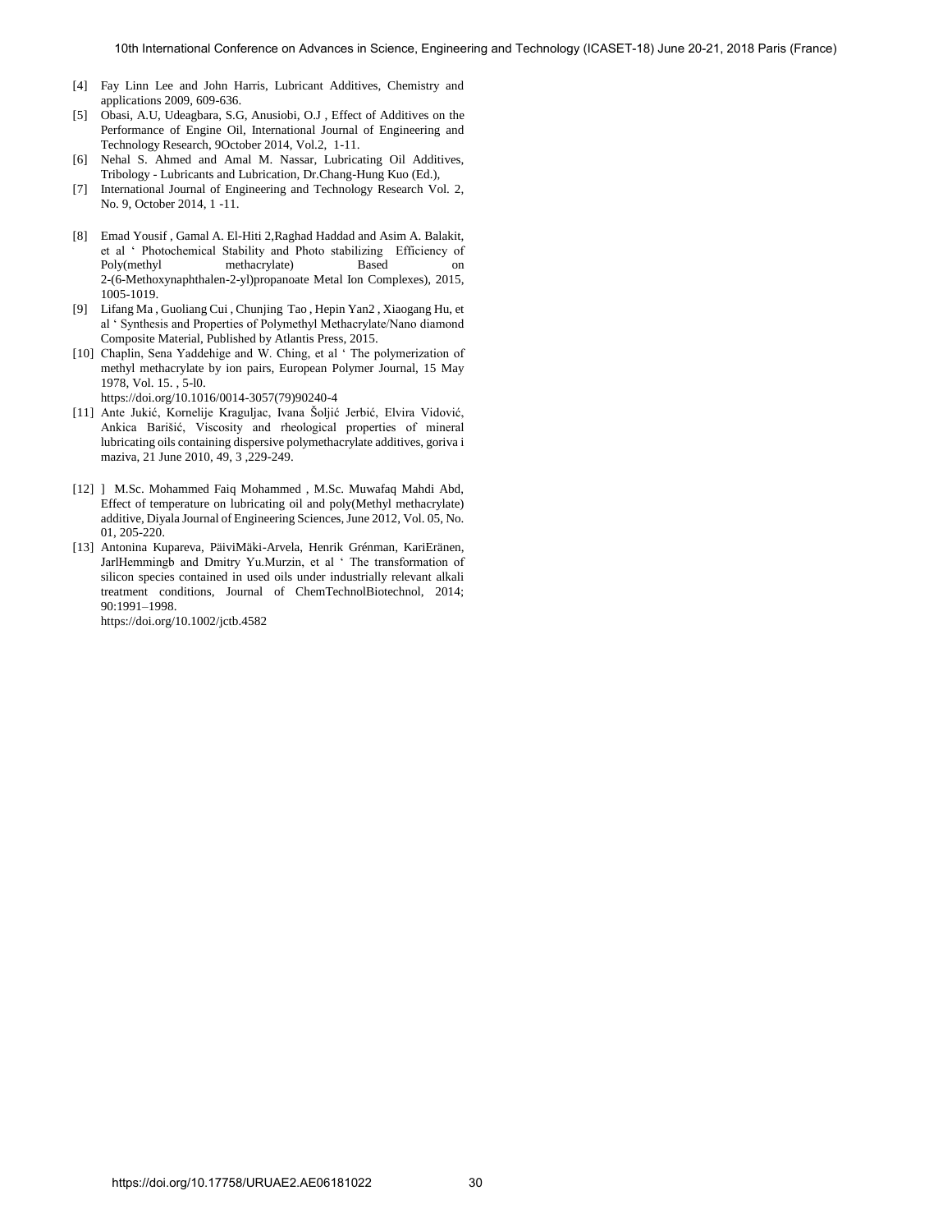[4] Fay Linn Lee and John Harris, Lubricant Additives, Chemistry and applications 2009, 609-636.

[5] Obasi, A.U, Udeagbara, S.G, Anusiobi, O.J , Effect of Additives on the Performance of Engine Oil, International Journal of Engineering and Technology Research, 9October 2014, Vol.2, 1-11.

[6] Nehal S. Ahmed and Amal M. Nassar, Lubricating Oil Additives, Tribology - Lubricants and Lubrication, Dr.Chang-Hung Kuo (Ed.),

[7] International Journal of Engineering and Technology Research Vol. 2, No. 9, October 2014, 1 -11.

[8] Emad Yousif , Gamal A. El-Hiti 2,Raghad Haddad and Asim A. Balakit, et al ‘ Photochemical Stability and Photo stabilizing Efficiency of Poly(methyl methacrylate) Based on 2-(6-Methoxynaphthalen-2-yl)propanoate Metal Ion Complexes), 2015, 1005-1019.

[9] Lifang Ma , Guoliang Cui , Chunjing Tao , Hepin Yan2 , Xiaogang Hu, et al ‘ Synthesis and Properties of Polymethyl Methacrylate/Nano diamond Composite Material, Published by Atlantis Press, 2015.

[10] Chaplin, Sena Yaddehige and W. Ching, et al ‘ The polymerization of methyl methacrylate by ion pairs, European Polymer Journal, 15 May 1978, Vol. 15. , 5-l0. https://doi.org/10.1016/0014-3057(79)90240-4

[11] Ante Jukić, Kornelije Kraguljac, Ivana Šoljić Jerbić, Elvira Vidović, Ankica Barišić, Viscosity and rheological properties of mineral lubricating oils containing dispersive polymethacrylate additives, goriva i maziva, 21 June 2010, 49, 3 ,229-249.

[12] ] M.Sc. Mohammed Faiq Mohammed , M.Sc. Muwafaq Mahdi Abd, Effect of temperature on lubricating oil and poly(Methyl methacrylate) additive, Diyala Journal of Engineering Sciences, June 2012, Vol. 05, No. 01, 205-220.

[13] Antonina Kupareva, PäiviMäki-Arvela, Henrik Grénman, KariEränen, JarlHemmingb and Dmitry Yu.Murzin, et al ‘ The transformation of silicon species contained in used oils under industrially relevant alkali treatment conditions, Journal of ChemTechnolBiotechnol, 2014; 90:1991–1998. https://doi.org/10.1002/jctb.4582